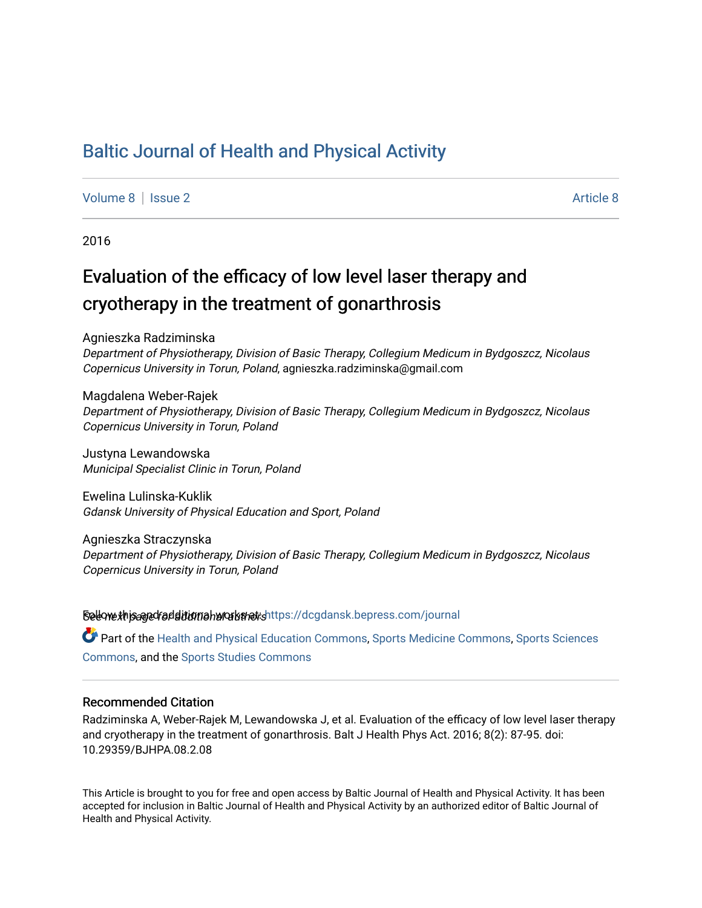# Baltic Journal of Health and Physical Activity

Volume 8 | Issue 2 Article 8

2016

## Evaluation of the efficacy of low level laser therapy and cryotherapy in the treatment of gonarthrosis

Agnieszka Radziminska
*Department of Physiotherapy, Division of Basic Therapy, Collegium Medicum in Bydgoszcz, Nicolaus Copernicus University in Torun, Poland*, agnieszka.radziminska@gmail.com

Magdalena Weber-Rajek
*Department of Physiotherapy, Division of Basic Therapy, Collegium Medicum in Bydgoszcz, Nicolaus Copernicus University in Torun, Poland*

Justyna Lewandowska
*Municipal Specialist Clinic in Torun, Poland*

Ewelina Lulinska-Kuklik
*Gdansk University of Physical Education and Sport, Poland*

Agnieszka Straczynska
*Department of Physiotherapy, Division of Basic Therapy, Collegium Medicum in Bydgoszcz, Nicolaus Copernicus University in Torun, Poland*

See next page for additional authors

Follow this and additional works at: https://dcgdansk.bepress.com/journal

Part of the Health and Physical Education Commons, Sports Medicine Commons, Sports Sciences Commons, and the Sports Studies Commons

### Recommended Citation

Radziminska A, Weber-Rajek M, Lewandowska J, et al. Evaluation of the efficacy of low level laser therapy and cryotherapy in the treatment of gonarthrosis. Balt J Health Phys Act. 2016; 8(2): 87-95. doi: 10.29359/BJHPA.08.2.08

This Article is brought to you for free and open access by Baltic Journal of Health and Physical Activity. It has been accepted for inclusion in Baltic Journal of Health and Physical Activity by an authorized editor of Baltic Journal of Health and Physical Activity.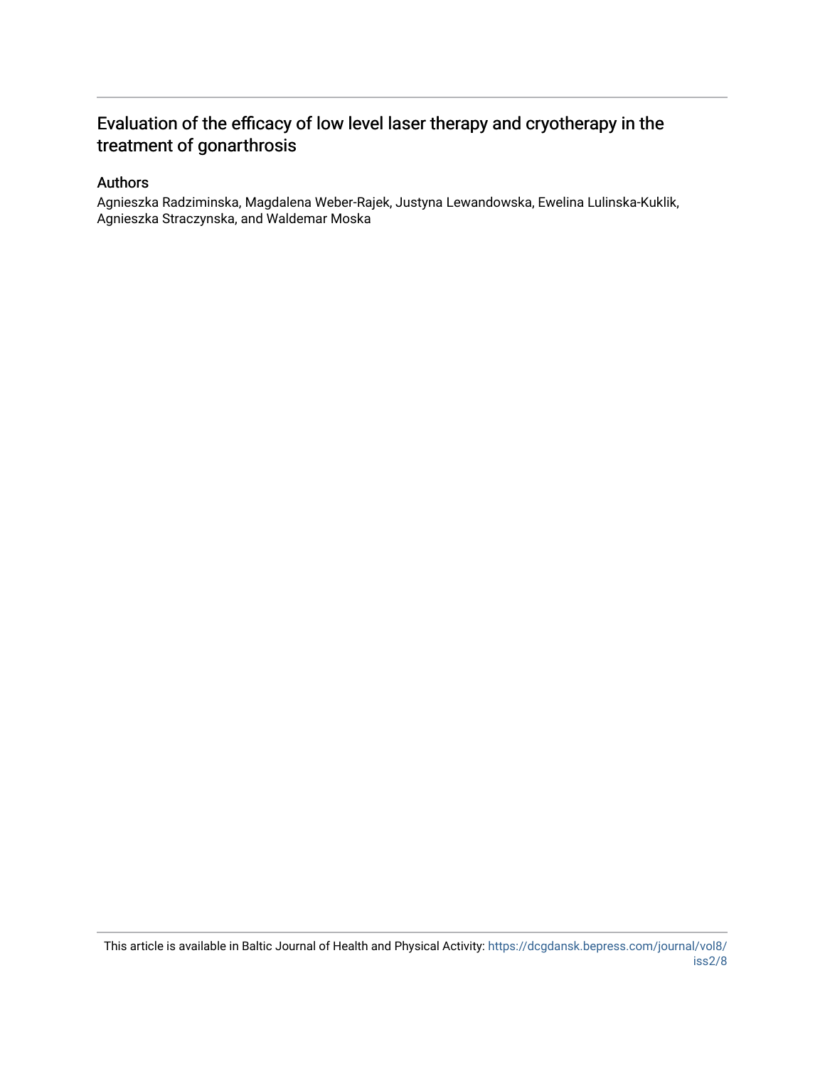# Evaluation of the efficacy of low level laser therapy and cryotherapy in the treatment of gonarthrosis

## Authors

Agnieszka Radziminska, Magdalena Weber-Rajek, Justyna Lewandowska, Ewelina Lulinska-Kuklik, Agnieszka Straczynska, and Waldemar Moska

This article is available in Baltic Journal of Health and Physical Activity: https://dcgdansk.bepress.com/journal/vol8/iss2/8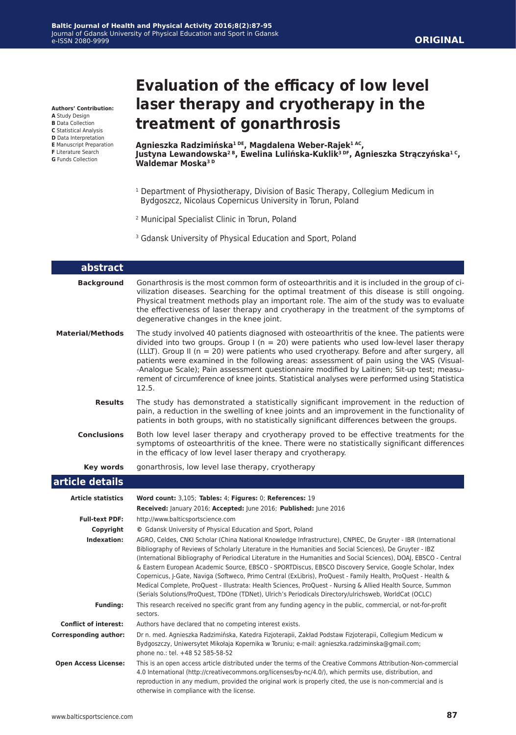ORIGINAL

# Evaluation of the efficacy of low level laser therapy and cryotherapy in the treatment of gonarthrosis

**Authors' Contribution:**
**A** Study Design
**B** Data Collection
**C** Statistical Analysis
**D** Data Interpretation
**E** Manuscript Preparation
**F** Literature Search
**G** Funds Collection

**Agnieszka Radzimińska[1 DE], Magdalena Weber-Rajek[1 AC], Justyna Lewandowska[2 B], Ewelina Lulińska-Kuklik[3 DF], Agnieszka Strączyńska[1 C], Waldemar Moska[3 D]**

[1] Department of Physiotherapy, Division of Basic Therapy, Collegium Medicum in Bydgoszcz, Nicolaus Copernicus University in Torun, Poland

[2] Municipal Specialist Clinic in Torun, Poland

[3] Gdansk University of Physical Education and Sport, Poland

## abstract

**Background** Gonarthrosis is the most common form of osteoarthritis and it is included in the group of civilization diseases. Searching for the optimal treatment of this disease is still ongoing. Physical treatment methods play an important role. The aim of the study was to evaluate the effectiveness of laser therapy and cryotherapy in the treatment of the symptoms of degenerative changes in the knee joint.

**Material/Methods** The study involved 40 patients diagnosed with osteoarthritis of the knee. The patients were divided into two groups. Group I (n = 20) were patients who used low-level laser therapy (LLLT). Group II (n = 20) were patients who used cryotherapy. Before and after surgery, all patients were examined in the following areas: assessment of pain using the VAS (Visual-Analogue Scale); Pain assessment questionnaire modified by Laitinen; Sit-up test; measurement of circumference of knee joints. Statistical analyses were performed using Statistica 12.5.

**Results** The study has demonstrated a statistically significant improvement in the reduction of pain, a reduction in the swelling of knee joints and an improvement in the functionality of patients in both groups, with no statistically significant differences between the groups.

**Conclusions** Both low level laser therapy and cryotherapy proved to be effective treatments for the symptoms of osteoarthritis of the knee. There were no statistically significant differences in the efficacy of low level laser therapy and cryotherapy.

**Key words** gonarthrosis, low level lase therapy, cryotherapy

## article details

**Article statistics** **Word count:** 3,105; **Tables:** 4; **Figures:** 0; **References:** 19
**Received:** January 2016; **Accepted:** June 2016; **Published:** June 2016

**Full-text PDF:** http://www.balticsportscience.com

**Copyright** © Gdansk University of Physical Education and Sport, Poland

**Indexation:** AGRO, Celdes, CNKI Scholar (China National Knowledge Infrastructure), CNPIEC, De Gruyter - IBR (International Bibliography of Reviews of Scholarly Literature in the Humanities and Social Sciences), De Gruyter - IBZ (International Bibliography of Periodical Literature in the Humanities and Social Sciences), DOAJ, EBSCO - Central & Eastern European Academic Source, EBSCO - SPORTDiscus, EBSCO Discovery Service, Google Scholar, Index Copernicus, J-Gate, Naviga (Softweco, Primo Central (ExLibris), ProQuest - Family Health, ProQuest - Health & Medical Complete, ProQuest - Illustrata: Health Sciences, ProQuest - Nursing & Allied Health Source, Summon (Serials Solutions/ProQuest, TDOne (TDNet), Ulrich's Periodicals Directory/ulrichsweb, WorldCat (OCLC)

**Funding:** This research received no specific grant from any funding agency in the public, commercial, or not-for-profit sectors.

**Conflict of interest:** Authors have declared that no competing interest exists.

**Corresponding author:** Dr n. med. Agnieszka Radzimińska, Katedra Fizjoterapii, Zakład Podstaw Fizjoterapii, Collegium Medicum w Bydgoszczy, Uniwersytet Mikołaja Kopernika w Toruniu; e-mail: agnieszka.radziminska@gmail.com; phone no.: tel. +48 52 585-58-52

**Open Access License:** This is an open access article distributed under the terms of the Creative Commons Attribution-Non-commercial 4.0 International (http://creativecommons.org/licenses/by-nc/4.0/), which permits use, distribution, and reproduction in any medium, provided the original work is properly cited, the use is non-commercial and is otherwise in compliance with the license.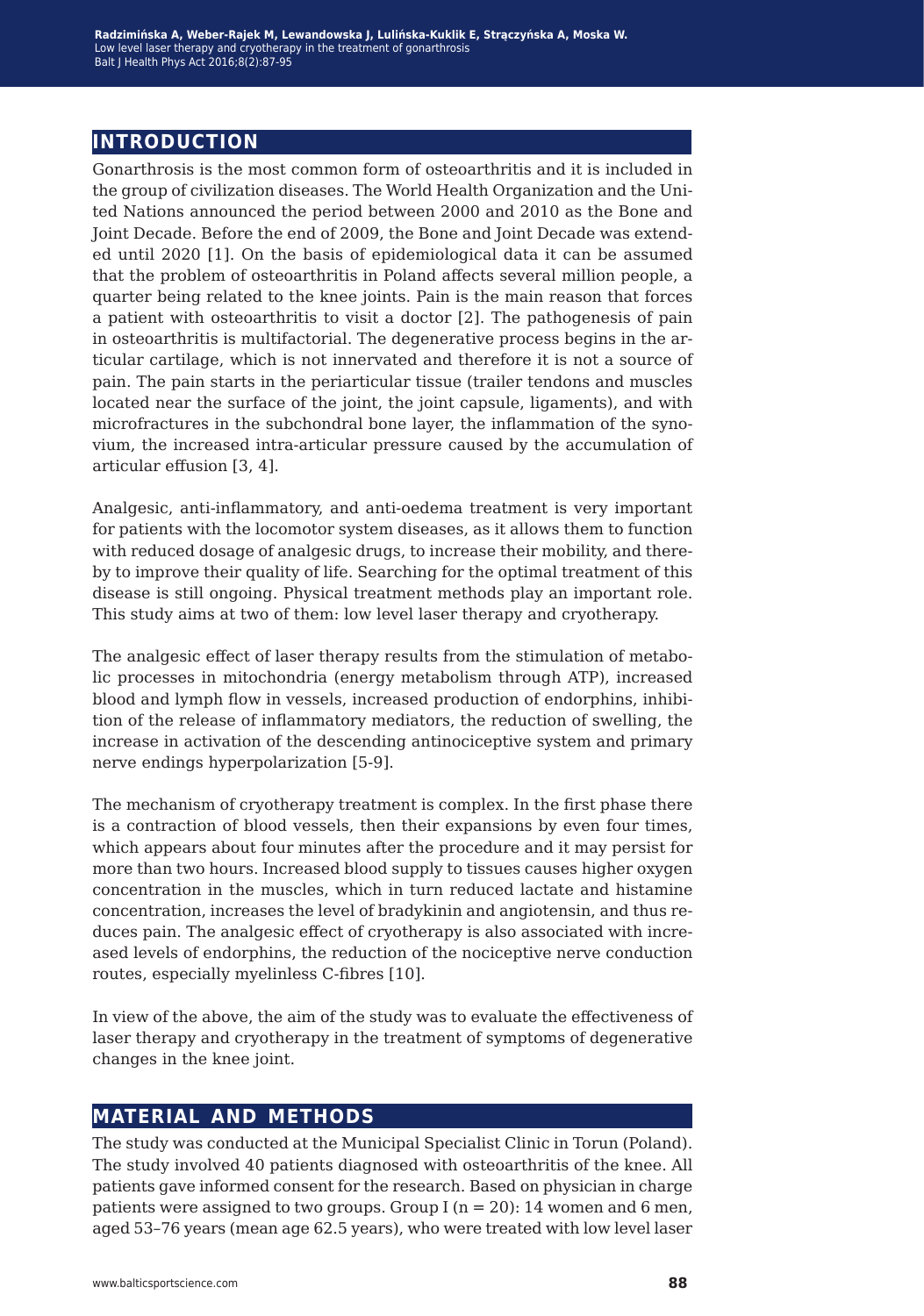## INTRODUCTION

Gonarthrosis is the most common form of osteoarthritis and it is included in the group of civilization diseases. The World Health Organization and the United Nations announced the period between 2000 and 2010 as the Bone and Joint Decade. Before the end of 2009, the Bone and Joint Decade was extended until 2020 [1]. On the basis of epidemiological data it can be assumed that the problem of osteoarthritis in Poland affects several million people, a quarter being related to the knee joints. Pain is the main reason that forces a patient with osteoarthritis to visit a doctor [2]. The pathogenesis of pain in osteoarthritis is multifactorial. The degenerative process begins in the articular cartilage, which is not innervated and therefore it is not a source of pain. The pain starts in the periarticular tissue (trailer tendons and muscles located near the surface of the joint, the joint capsule, ligaments), and with microfractures in the subchondral bone layer, the inflammation of the synovium, the increased intra-articular pressure caused by the accumulation of articular effusion [3, 4].

Analgesic, anti-inflammatory, and anti-oedema treatment is very important for patients with the locomotor system diseases, as it allows them to function with reduced dosage of analgesic drugs, to increase their mobility, and thereby to improve their quality of life. Searching for the optimal treatment of this disease is still ongoing. Physical treatment methods play an important role. This study aims at two of them: low level laser therapy and cryotherapy.

The analgesic effect of laser therapy results from the stimulation of metabolic processes in mitochondria (energy metabolism through ATP), increased blood and lymph flow in vessels, increased production of endorphins, inhibition of the release of inflammatory mediators, the reduction of swelling, the increase in activation of the descending antinociceptive system and primary nerve endings hyperpolarization [5-9].

The mechanism of cryotherapy treatment is complex. In the first phase there is a contraction of blood vessels, then their expansions by even four times, which appears about four minutes after the procedure and it may persist for more than two hours. Increased blood supply to tissues causes higher oxygen concentration in the muscles, which in turn reduced lactate and histamine concentration, increases the level of bradykinin and angiotensin, and thus reduces pain. The analgesic effect of cryotherapy is also associated with increased levels of endorphins, the reduction of the nociceptive nerve conduction routes, especially myelinless C-fibres [10].

In view of the above, the aim of the study was to evaluate the effectiveness of laser therapy and cryotherapy in the treatment of symptoms of degenerative changes in the knee joint.

## MATERIAL AND METHODS

The study was conducted at the Municipal Specialist Clinic in Torun (Poland). The study involved 40 patients diagnosed with osteoarthritis of the knee. All patients gave informed consent for the research. Based on physician in charge patients were assigned to two groups. Group I (n = 20): 14 women and 6 men, aged 53–76 years (mean age 62.5 years), who were treated with low level laser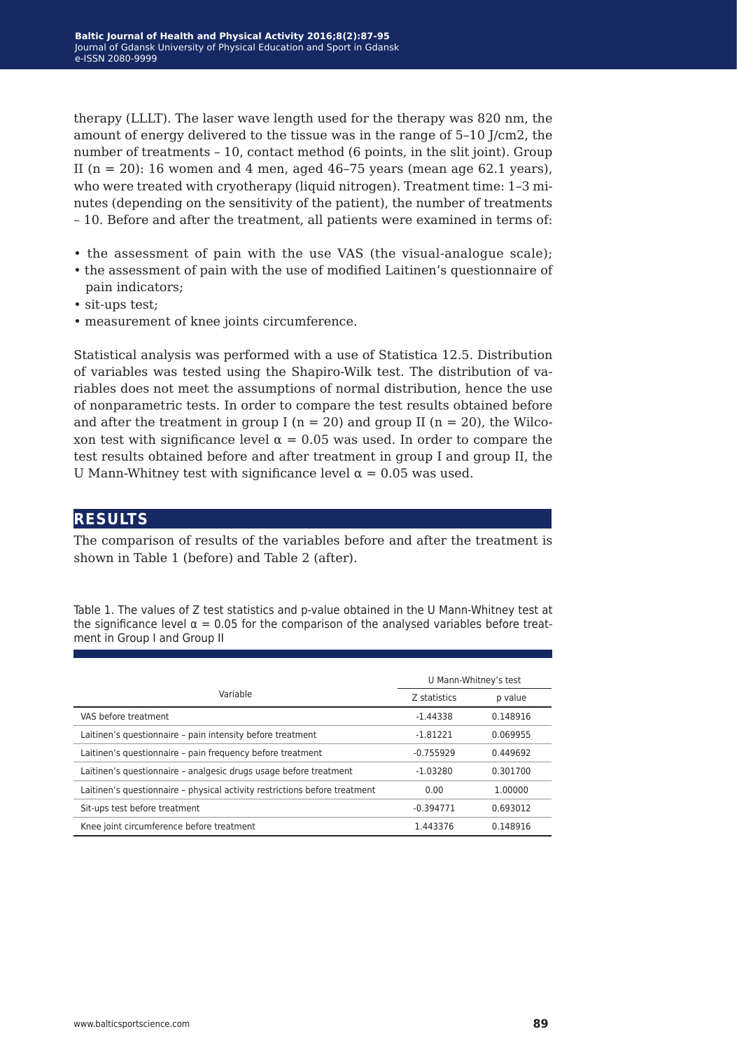therapy (LLLT). The laser wave length used for the therapy was 820 nm, the amount of energy delivered to the tissue was in the range of 5–10 J/cm2, the number of treatments – 10, contact method (6 points, in the slit joint). Group II (n = 20): 16 women and 4 men, aged 46–75 years (mean age 62.1 years), who were treated with cryotherapy (liquid nitrogen). Treatment time: 1–3 minutes (depending on the sensitivity of the patient), the number of treatments – 10. Before and after the treatment, all patients were examined in terms of:

- the assessment of pain with the use VAS (the visual-analogue scale);
- the assessment of pain with the use of modified Laitinen's questionnaire of pain indicators;
- sit-ups test;
- measurement of knee joints circumference.

Statistical analysis was performed with a use of Statistica 12.5. Distribution of variables was tested using the Shapiro-Wilk test. The distribution of variables does not meet the assumptions of normal distribution, hence the use of nonparametric tests. In order to compare the test results obtained before and after the treatment in group I (n = 20) and group II (n = 20), the Wilcoxon test with significance level $\alpha = 0.05$ was used. In order to compare the test results obtained before and after treatment in group I and group II, the U Mann-Whitney test with significance level $\alpha = 0.05$ was used.

## RESULTS

The comparison of results of the variables before and after the treatment is shown in Table 1 (before) and Table 2 (after).

Table 1. The values of Z test statistics and p-value obtained in the U Mann-Whitney test at the significance level $\alpha = 0.05$ for the comparison of the analysed variables before treatment in Group I and Group II

| Variable | U Mann-Whitney's test | |
|---|---|---|
| | Z statistics | p value |
| VAS before treatment | -1.44338 | 0.148916 |
| Laitinen's questionnaire – pain intensity before treatment | -1.81221 | 0.069955 |
| Laitinen's questionnaire – pain frequency before treatment | -0.755929 | 0.449692 |
| Laitinen's questionnaire – analgesic drugs usage before treatment | -1.03280 | 0.301700 |
| Laitinen's questionnaire – physical activity restrictions before treatment | 0.00 | 1.00000 |
| Sit-ups test before treatment | -0.394771 | 0.693012 |
| Knee joint circumference before treatment | 1.443376 | 0.148916 |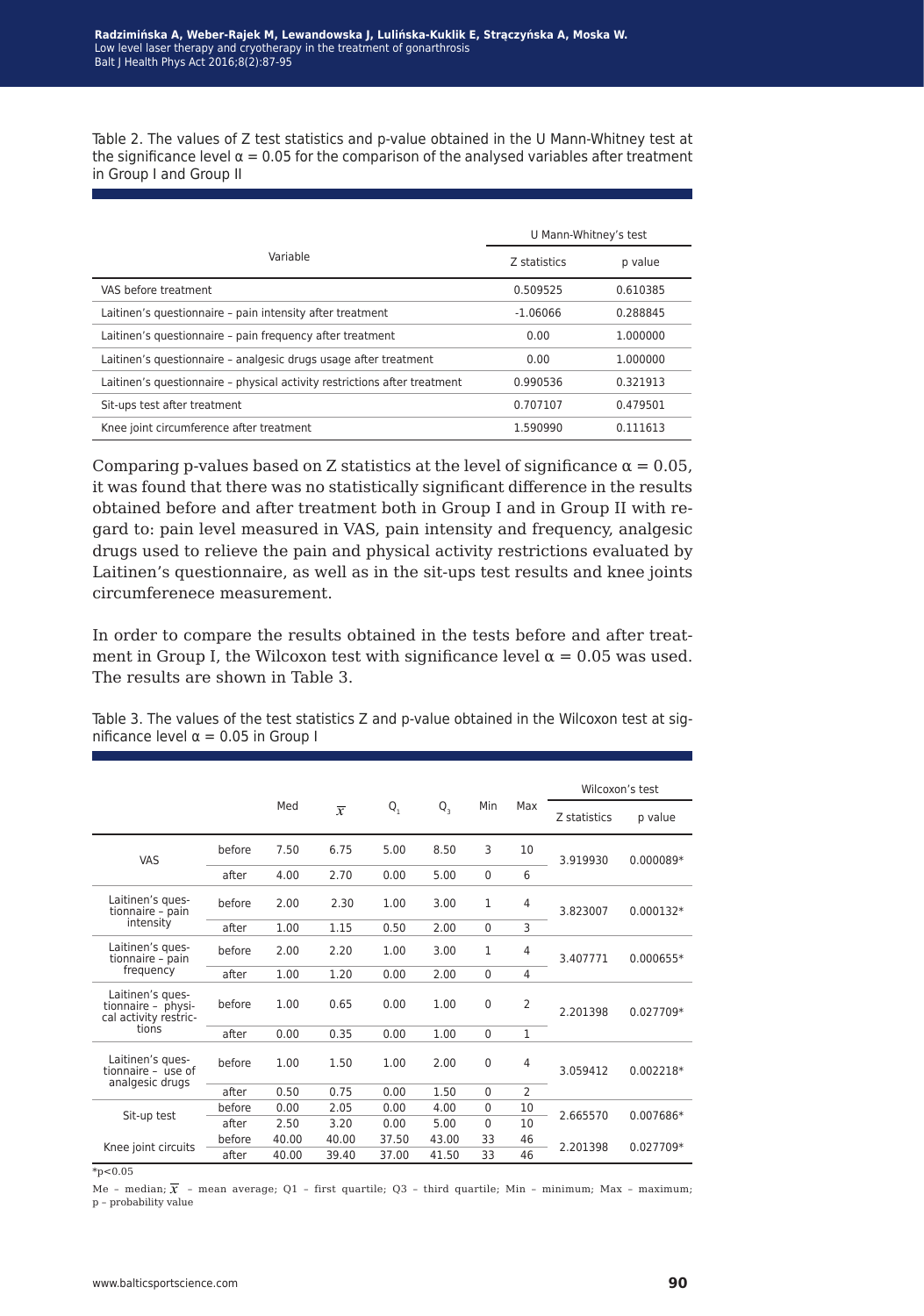Table 2. The values of Z test statistics and p-value obtained in the U Mann-Whitney test at the significance level α = 0.05 for the comparison of the analysed variables after treatment in Group I and Group II

| Variable | U Mann-Whitney's test | |
|---|---|---|
| | Z statistics | p value |
| VAS before treatment | 0.509525 | 0.610385 |
| Laitinen's questionnaire – pain intensity after treatment | -1.06066 | 0.288845 |
| Laitinen's questionnaire – pain frequency after treatment | 0.00 | 1.000000 |
| Laitinen's questionnaire – analgesic drugs usage after treatment | 0.00 | 1.000000 |
| Laitinen's questionnaire – physical activity restrictions after treatment | 0.990536 | 0.321913 |
| Sit-ups test after treatment | 0.707107 | 0.479501 |
| Knee joint circumference after treatment | 1.590990 | 0.111613 |

Comparing p-values based on Z statistics at the level of significance α = 0.05, it was found that there was no statistically significant difference in the results obtained before and after treatment both in Group I and in Group II with regard to: pain level measured in VAS, pain intensity and frequency, analgesic drugs used to relieve the pain and physical activity restrictions evaluated by Laitinen's questionnaire, as well as in the sit-ups test results and knee joints circumferenece measurement.

In order to compare the results obtained in the tests before and after treatment in Group I, the Wilcoxon test with significance level α = 0.05 was used. The results are shown in Table 3.

Table 3. The values of the test statistics Z and p-value obtained in the Wilcoxon test at significance level α = 0.05 in Group I

| | | Med | $\overline{x}$ | $Q_1$ | $Q_3$ | Min | Max | Wilcoxon's test | |
|---|---|---|---|---|---|---|---|---|---|
| | | | | | | | | Z statistics | p value |
| VAS | before | 7.50 | 6.75 | 5.00 | 8.50 | 3 | 10 | 3.919930 | 0.000089* |
| | after | 4.00 | 2.70 | 0.00 | 5.00 | 0 | 6 | | |
| Laitinen's questionnaire – pain intensity | before | 2.00 | 2.30 | 1.00 | 3.00 | 1 | 4 | 3.823007 | 0.000132* |
| | after | 1.00 | 1.15 | 0.50 | 2.00 | 0 | 3 | | |
| Laitinen's questionnaire – pain frequency | before | 2.00 | 2.20 | 1.00 | 3.00 | 1 | 4 | 3.407771 | 0.000655* |
| | after | 1.00 | 1.20 | 0.00 | 2.00 | 0 | 4 | | |
| Laitinen's questionnaire – physical activity restrictions | before | 1.00 | 0.65 | 0.00 | 1.00 | 0 | 2 | 2.201398 | 0.027709* |
| | after | 0.00 | 0.35 | 0.00 | 1.00 | 0 | 1 | | |
| Laitinen's questionnaire – use of analgesic drugs | before | 1.00 | 1.50 | 1.00 | 2.00 | 0 | 4 | 3.059412 | 0.002218* |
| | after | 0.50 | 0.75 | 0.00 | 1.50 | 0 | 2 | | |
| Sit-up test | before | 0.00 | 2.05 | 0.00 | 4.00 | 0 | 10 | 2.665570 | 0.007686* |
| | after | 2.50 | 3.20 | 0.00 | 5.00 | 0 | 10 | | |
| Knee joint circuits | before | 40.00 | 40.00 | 37.50 | 43.00 | 33 | 46 | 2.201398 | 0.027709* |
| | after | 40.00 | 39.40 | 37.00 | 41.50 | 33 | 46 | | |

*p<0.05

Me – median; $\overline{x}$ – mean average; Q1 – first quartile; Q3 – third quartile; Min – minimum; Max – maximum; p – probability value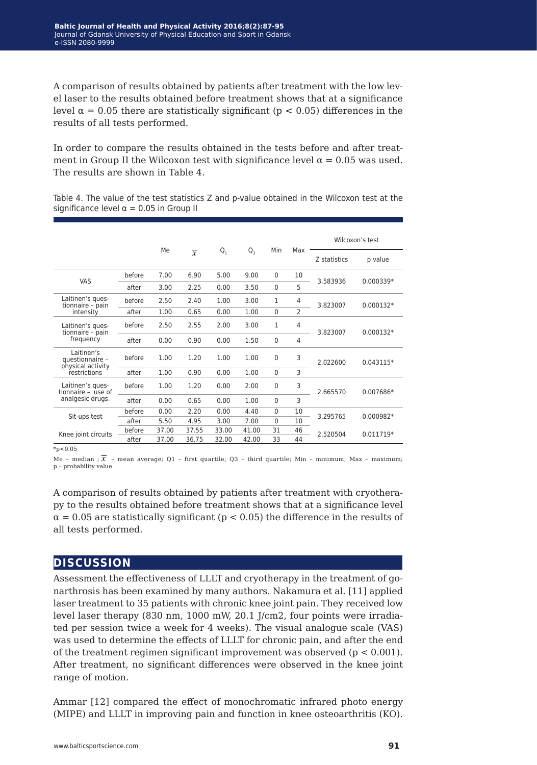A comparison of results obtained by patients after treatment with the low level laser to the results obtained before treatment shows that at a significance level $\alpha = 0.05$ there are statistically significant ($p < 0.05$) differences in the results of all tests performed.

In order to compare the results obtained in the tests before and after treatment in Group II the Wilcoxon test with significance level $\alpha = 0.05$ was used. The results are shown in Table 4.

Table 4. The value of the test statistics Z and p-value obtained in the Wilcoxon test at the significance level $\alpha = 0.05$ in Group II

| | | Me | $\overline{x}$ | $Q_1$ | $Q_3$ | Min | Max | Wilcoxon's test | |
|---|---|---|---|---|---|---|---|---|---|
| | | | | | | | | Z statistics | p value |
| VAS | before | 7.00 | 6.90 | 5.00 | 9.00 | 0 | 10 | 3.583936 | 0.000339* |
| | after | 3.00 | 2.25 | 0.00 | 3.50 | 0 | 5 | | |
| Laitinen's questionnaire – pain intensity | before | 2.50 | 2.40 | 1.00 | 3.00 | 1 | 4 | 3.823007 | 0.000132* |
| | after | 1.00 | 0.65 | 0.00 | 1.00 | 0 | 2 | | |
| Laitinen's questionnaire – pain frequency | before | 2.50 | 2.55 | 2.00 | 3.00 | 1 | 4 | 3.823007 | 0.000132* |
| | after | 0.00 | 0.90 | 0.00 | 1.50 | 0 | 4 | | |
| Laitinen's questionnaire – physical activity restrictions | before | 1.00 | 1.20 | 1.00 | 1.00 | 0 | 3 | 2.022600 | 0.043115* |
| | after | 1.00 | 0.90 | 0.00 | 1.00 | 0 | 3 | | |
| Laitinen's questionnaire – use of analgesic drugs. | before | 1.00 | 1.20 | 0.00 | 2.00 | 0 | 3 | 2.665570 | 0.007686* |
| | after | 0.00 | 0.65 | 0.00 | 1.00 | 0 | 3 | | |
| Sit-ups test | before | 0.00 | 2.20 | 0.00 | 4.40 | 0 | 10 | 3.295765 | 0.000982* |
| | after | 5.50 | 4.95 | 3.00 | 7.00 | 0 | 10 | | |
| Knee joint circuits | before | 37.00 | 37.55 | 33.00 | 41.00 | 31 | 46 | 2.520504 | 0.011719* |
| | after | 37.00 | 36.75 | 32.00 | 42.00 | 33 | 44 | | |

*p<0.05

Me – median ; $\overline{x}$ – mean average; Q1 – first quartile; Q3 – third quartile; Min – minimum; Max – maximum; p – probability value

A comparison of results obtained by patients after treatment with cryotherapy to the results obtained before treatment shows that at a significance level $\alpha = 0.05$ are statistically significant ($p < 0.05$) the difference in the results of all tests performed.

## DISCUSSION

Assessment the effectiveness of LLLT and cryotherapy in the treatment of gonarthrosis has been examined by many authors. Nakamura et al. [11] applied laser treatment to 35 patients with chronic knee joint pain. They received low level laser therapy (830 nm, 1000 mW, 20.1 J/cm2, four points were irradiated per session twice a week for 4 weeks). The visual analogue scale (VAS) was used to determine the effects of LLLT for chronic pain, and after the end of the treatment regimen significant improvement was observed ($p < 0.001$). After treatment, no significant differences were observed in the knee joint range of motion.

Ammar [12] compared the effect of monochromatic infrared photo energy (MIPE) and LLLT in improving pain and function in knee osteoarthritis (KO).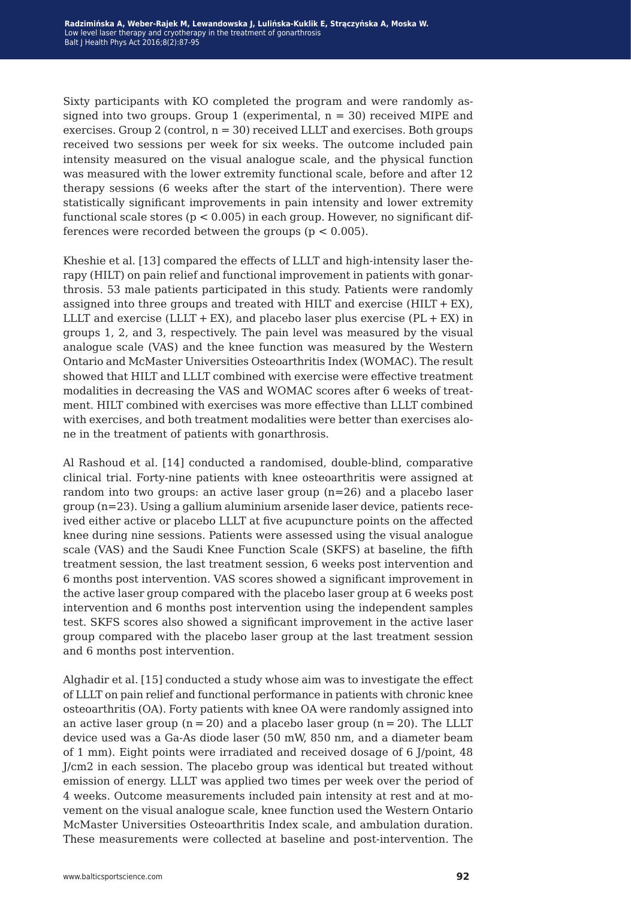Sixty participants with KO completed the program and were randomly assigned into two groups. Group 1 (experimental, n = 30) received MIPE and exercises. Group 2 (control, n = 30) received LLLT and exercises. Both groups received two sessions per week for six weeks. The outcome included pain intensity measured on the visual analogue scale, and the physical function was measured with the lower extremity functional scale, before and after 12 therapy sessions (6 weeks after the start of the intervention). There were statistically significant improvements in pain intensity and lower extremity functional scale stores ($p < 0.005$) in each group. However, no significant differences were recorded between the groups ($p < 0.005$).

Kheshie et al. [13] compared the effects of LLLT and high-intensity laser therapy (HILT) on pain relief and functional improvement in patients with gonarthrosis. 53 male patients participated in this study. Patients were randomly assigned into three groups and treated with HILT and exercise (HILT + EX), LLLT and exercise (LLLT + EX), and placebo laser plus exercise (PL + EX) in groups 1, 2, and 3, respectively. The pain level was measured by the visual analogue scale (VAS) and the knee function was measured by the Western Ontario and McMaster Universities Osteoarthritis Index (WOMAC). The result showed that HILT and LLLT combined with exercise were effective treatment modalities in decreasing the VAS and WOMAC scores after 6 weeks of treatment. HILT combined with exercises was more effective than LLLT combined with exercises, and both treatment modalities were better than exercises alone in the treatment of patients with gonarthrosis.

Al Rashoud et al. [14] conducted a randomised, double-blind, comparative clinical trial. Forty-nine patients with knee osteoarthritis were assigned at random into two groups: an active laser group (n=26) and a placebo laser group (n=23). Using a gallium aluminium arsenide laser device, patients received either active or placebo LLLT at five acupuncture points on the affected knee during nine sessions. Patients were assessed using the visual analogue scale (VAS) and the Saudi Knee Function Scale (SKFS) at baseline, the fifth treatment session, the last treatment session, 6 weeks post intervention and 6 months post intervention. VAS scores showed a significant improvement in the active laser group compared with the placebo laser group at 6 weeks post intervention and 6 months post intervention using the independent samples test. SKFS scores also showed a significant improvement in the active laser group compared with the placebo laser group at the last treatment session and 6 months post intervention.

Alghadir et al. [15] conducted a study whose aim was to investigate the effect of LLLT on pain relief and functional performance in patients with chronic knee osteoarthritis (OA). Forty patients with knee OA were randomly assigned into an active laser group (n = 20) and a placebo laser group (n = 20). The LLLT device used was a Ga-As diode laser (50 mW, 850 nm, and a diameter beam of 1 mm). Eight points were irradiated and received dosage of 6 J/point, 48 J/cm2 in each session. The placebo group was identical but treated without emission of energy. LLLT was applied two times per week over the period of 4 weeks. Outcome measurements included pain intensity at rest and at movement on the visual analogue scale, knee function used the Western Ontario McMaster Universities Osteoarthritis Index scale, and ambulation duration. These measurements were collected at baseline and post-intervention. The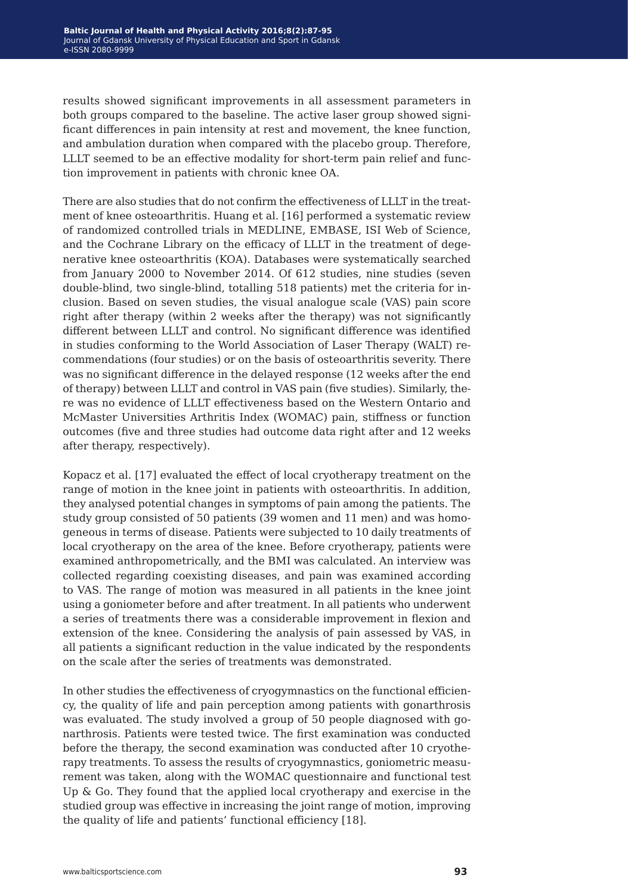results showed significant improvements in all assessment parameters in both groups compared to the baseline. The active laser group showed significant differences in pain intensity at rest and movement, the knee function, and ambulation duration when compared with the placebo group. Therefore, LLLT seemed to be an effective modality for short-term pain relief and function improvement in patients with chronic knee OA.

There are also studies that do not confirm the effectiveness of LLLT in the treatment of knee osteoarthritis. Huang et al. [16] performed a systematic review of randomized controlled trials in MEDLINE, EMBASE, ISI Web of Science, and the Cochrane Library on the efficacy of LLLT in the treatment of degenerative knee osteoarthritis (KOA). Databases were systematically searched from January 2000 to November 2014. Of 612 studies, nine studies (seven double-blind, two single-blind, totalling 518 patients) met the criteria for inclusion. Based on seven studies, the visual analogue scale (VAS) pain score right after therapy (within 2 weeks after the therapy) was not significantly different between LLLT and control. No significant difference was identified in studies conforming to the World Association of Laser Therapy (WALT) recommendations (four studies) or on the basis of osteoarthritis severity. There was no significant difference in the delayed response (12 weeks after the end of therapy) between LLLT and control in VAS pain (five studies). Similarly, there was no evidence of LLLT effectiveness based on the Western Ontario and McMaster Universities Arthritis Index (WOMAC) pain, stiffness or function outcomes (five and three studies had outcome data right after and 12 weeks after therapy, respectively).

Kopacz et al. [17] evaluated the effect of local cryotherapy treatment on the range of motion in the knee joint in patients with osteoarthritis. In addition, they analysed potential changes in symptoms of pain among the patients. The study group consisted of 50 patients (39 women and 11 men) and was homogeneous in terms of disease. Patients were subjected to 10 daily treatments of local cryotherapy on the area of the knee. Before cryotherapy, patients were examined anthropometrically, and the BMI was calculated. An interview was collected regarding coexisting diseases, and pain was examined according to VAS. The range of motion was measured in all patients in the knee joint using a goniometer before and after treatment. In all patients who underwent a series of treatments there was a considerable improvement in flexion and extension of the knee. Considering the analysis of pain assessed by VAS, in all patients a significant reduction in the value indicated by the respondents on the scale after the series of treatments was demonstrated.

In other studies the effectiveness of cryogymnastics on the functional efficiency, the quality of life and pain perception among patients with gonarthrosis was evaluated. The study involved a group of 50 people diagnosed with gonarthrosis. Patients were tested twice. The first examination was conducted before the therapy, the second examination was conducted after 10 cryotherapy treatments. To assess the results of cryogymnastics, goniometric measurement was taken, along with the WOMAC questionnaire and functional test Up & Go. They found that the applied local cryotherapy and exercise in the studied group was effective in increasing the joint range of motion, improving the quality of life and patients' functional efficiency [18].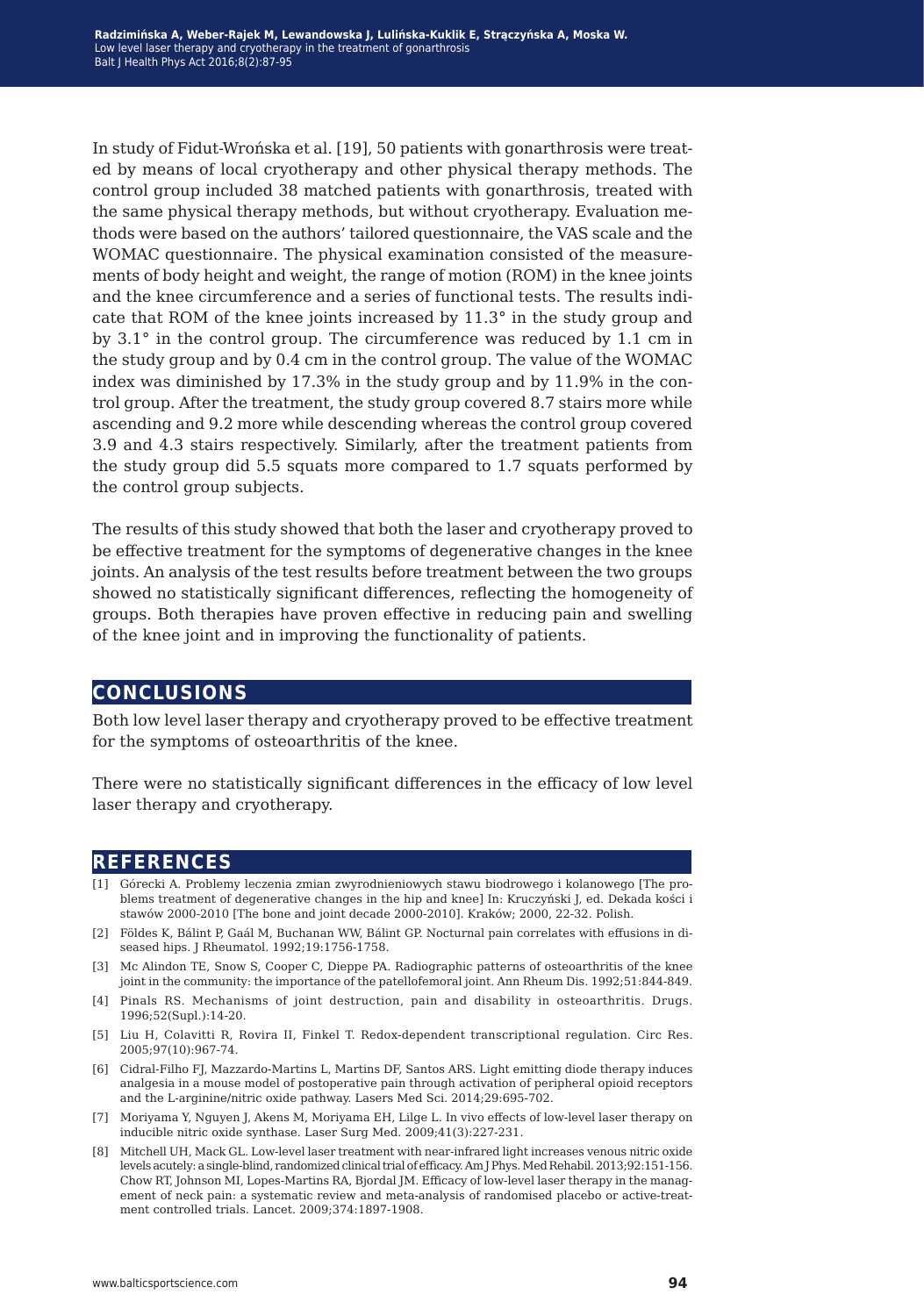In study of Fidut-Wrońska et al. [19], 50 patients with gonarthrosis were treated by means of local cryotherapy and other physical therapy methods. The control group included 38 matched patients with gonarthrosis, treated with the same physical therapy methods, but without cryotherapy. Evaluation methods were based on the authors' tailored questionnaire, the VAS scale and the WOMAC questionnaire. The physical examination consisted of the measurements of body height and weight, the range of motion (ROM) in the knee joints and the knee circumference and a series of functional tests. The results indicate that ROM of the knee joints increased by 11.3° in the study group and by 3.1° in the control group. The circumference was reduced by 1.1 cm in the study group and by 0.4 cm in the control group. The value of the WOMAC index was diminished by 17.3% in the study group and by 11.9% in the control group. After the treatment, the study group covered 8.7 stairs more while ascending and 9.2 more while descending whereas the control group covered 3.9 and 4.3 stairs respectively. Similarly, after the treatment patients from the study group did 5.5 squats more compared to 1.7 squats performed by the control group subjects.

The results of this study showed that both the laser and cryotherapy proved to be effective treatment for the symptoms of degenerative changes in the knee joints. An analysis of the test results before treatment between the two groups showed no statistically significant differences, reflecting the homogeneity of groups. Both therapies have proven effective in reducing pain and swelling of the knee joint and in improving the functionality of patients.

## CONCLUSIONS

Both low level laser therapy and cryotherapy proved to be effective treatment for the symptoms of osteoarthritis of the knee.

There were no statistically significant differences in the efficacy of low level laser therapy and cryotherapy.

## REFERENCES

[1] Górecki A. Problemy leczenia zmian zwyrodnieniowych stawu biodrowego i kolanowego [The problems treatment of degenerative changes in the hip and knee] In: Kruczyński J, ed. Dekada kości i stawów 2000-2010 [The bone and joint decade 2000-2010]. Kraków; 2000, 22-32. Polish.

[2] Földes K, Bálint P, Gaál M, Buchanan WW, Bálint GP. Nocturnal pain correlates with effusions in diseased hips. J Rheumatol. 1992;19:1756-1758.

[3] Mc Alindon TE, Snow S, Cooper C, Dieppe PA. Radiographic patterns of osteoarthritis of the knee joint in the community: the importance of the patellofemoral joint. Ann Rheum Dis. 1992;51:844-849.

[4] Pinals RS. Mechanisms of joint destruction, pain and disability in osteoarthritis. Drugs. 1996;52(Supl.):14-20.

[5] Liu H, Colavitti R, Rovira II, Finkel T. Redox-dependent transcriptional regulation. Circ Res. 2005;97(10):967-74.

[6] Cidral-Filho FJ, Mazzardo-Martins L, Martins DF, Santos ARS. Light emitting diode therapy induces analgesia in a mouse model of postoperative pain through activation of peripheral opioid receptors and the L-arginine/nitric oxide pathway. Lasers Med Sci. 2014;29:695-702.

[7] Moriyama Y, Nguyen J, Akens M, Moriyama EH, Lilge L. In vivo effects of low-level laser therapy on inducible nitric oxide synthase. Laser Surg Med. 2009;41(3):227-231.

[8] Mitchell UH, Mack GL. Low-level laser treatment with near-infrared light increases venous nitric oxide levels acutely: a single-blind, randomized clinical trial of efficacy. Am J Phys. Med Rehabil. 2013;92:151-156. Chow RT, Johnson MI, Lopes-Martins RA, Bjordal JM. Efficacy of low-level laser therapy in the management of neck pain: a systematic review and meta-analysis of randomised placebo or active-treatment controlled trials. Lancet. 2009;374:1897-1908.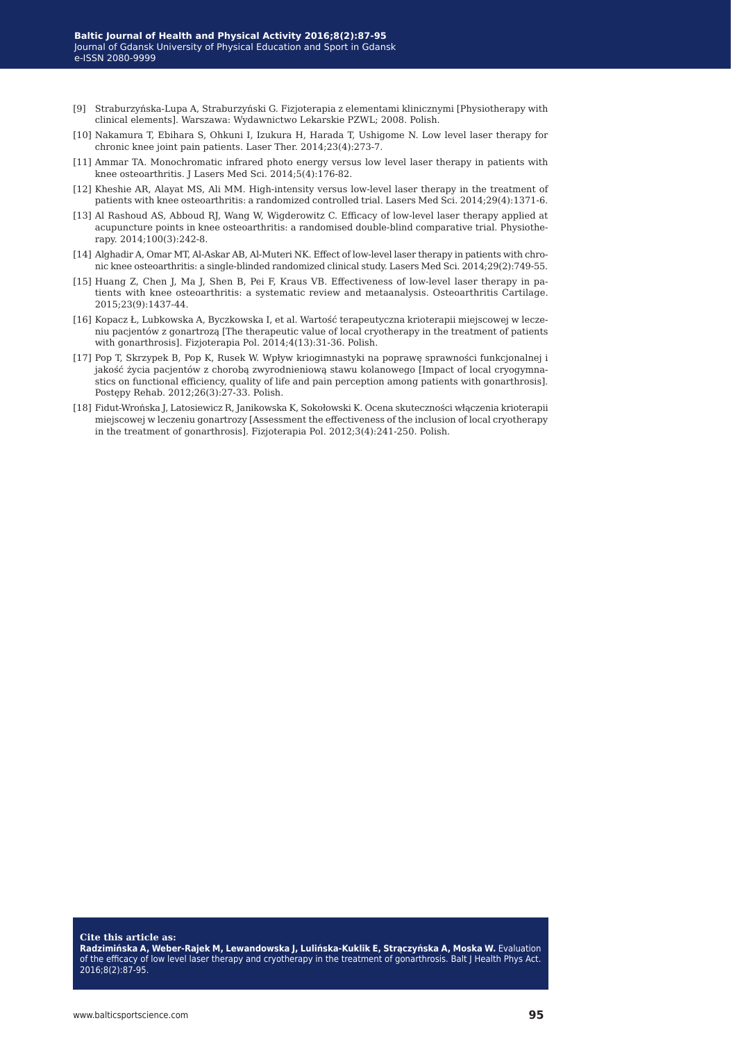[9] Straburzyńska-Lupa A, Straburzyński G. Fizjoterapia z elementami klinicznymi [Physiotherapy with clinical elements]. Warszawa: Wydawnictwo Lekarskie PZWL; 2008. Polish.

[10] Nakamura T, Ebihara S, Ohkuni I, Izukura H, Harada T, Ushigome N. Low level laser therapy for chronic knee joint pain patients. Laser Ther. 2014;23(4):273-7.

[11] Ammar TA. Monochromatic infrared photo energy versus low level laser therapy in patients with knee osteoarthritis. J Lasers Med Sci. 2014;5(4):176-82.

[12] Kheshie AR, Alayat MS, Ali MM. High-intensity versus low-level laser therapy in the treatment of patients with knee osteoarthritis: a randomized controlled trial. Lasers Med Sci. 2014;29(4):1371-6.

[13] Al Rashoud AS, Abboud RJ, Wang W, Wigderowitz C. Efficacy of low-level laser therapy applied at acupuncture points in knee osteoarthritis: a randomised double-blind comparative trial. Physiotherapy. 2014;100(3):242-8.

[14] Alghadir A, Omar MT, Al-Askar AB, Al-Muteri NK. Effect of low-level laser therapy in patients with chronic knee osteoarthritis: a single-blinded randomized clinical study. Lasers Med Sci. 2014;29(2):749-55.

[15] Huang Z, Chen J, Ma J, Shen B, Pei F, Kraus VB. Effectiveness of low-level laser therapy in patients with knee osteoarthritis: a systematic review and metaanalysis. Osteoarthritis Cartilage. 2015;23(9):1437-44.

[16] Kopacz Ł, Lubkowska A, Byczkowska I, et al. Wartość terapeutyczna krioterapii miejscowej w leczeniu pacjentów z gonartrozą [The therapeutic value of local cryotherapy in the treatment of patients with gonarthrosis]. Fizjoterapia Pol. 2014;4(13):31-36. Polish.

[17] Pop T, Skrzypek B, Pop K, Rusek W. Wpływ kriogimnastyki na poprawę sprawności funkcjonalnej i jakość życia pacjentów z chorobą zwyrodnieniową stawu kolanowego [Impact of local cryogymnastics on functional efficiency, quality of life and pain perception among patients with gonarthrosis]. Postępy Rehab. 2012;26(3):27-33. Polish.

[18] Fidut-Wrońska J, Latosiewicz R, Janikowska K, Sokołowski K. Ocena skuteczności włączenia krioterapii miejscowej w leczeniu gonartrozy [Assessment the effectiveness of the inclusion of local cryotherapy in the treatment of gonarthrosis]. Fizjoterapia Pol. 2012;3(4):241-250. Polish.

**Cite this article as:**
**Radzimińska A, Weber-Rajek M, Lewandowska J, Lulińska-Kuklik E, Strączyńska A, Moska W.** Evaluation of the efficacy of low level laser therapy and cryotherapy in the treatment of gonarthrosis. Balt J Health Phys Act. 2016;8(2):87-95.